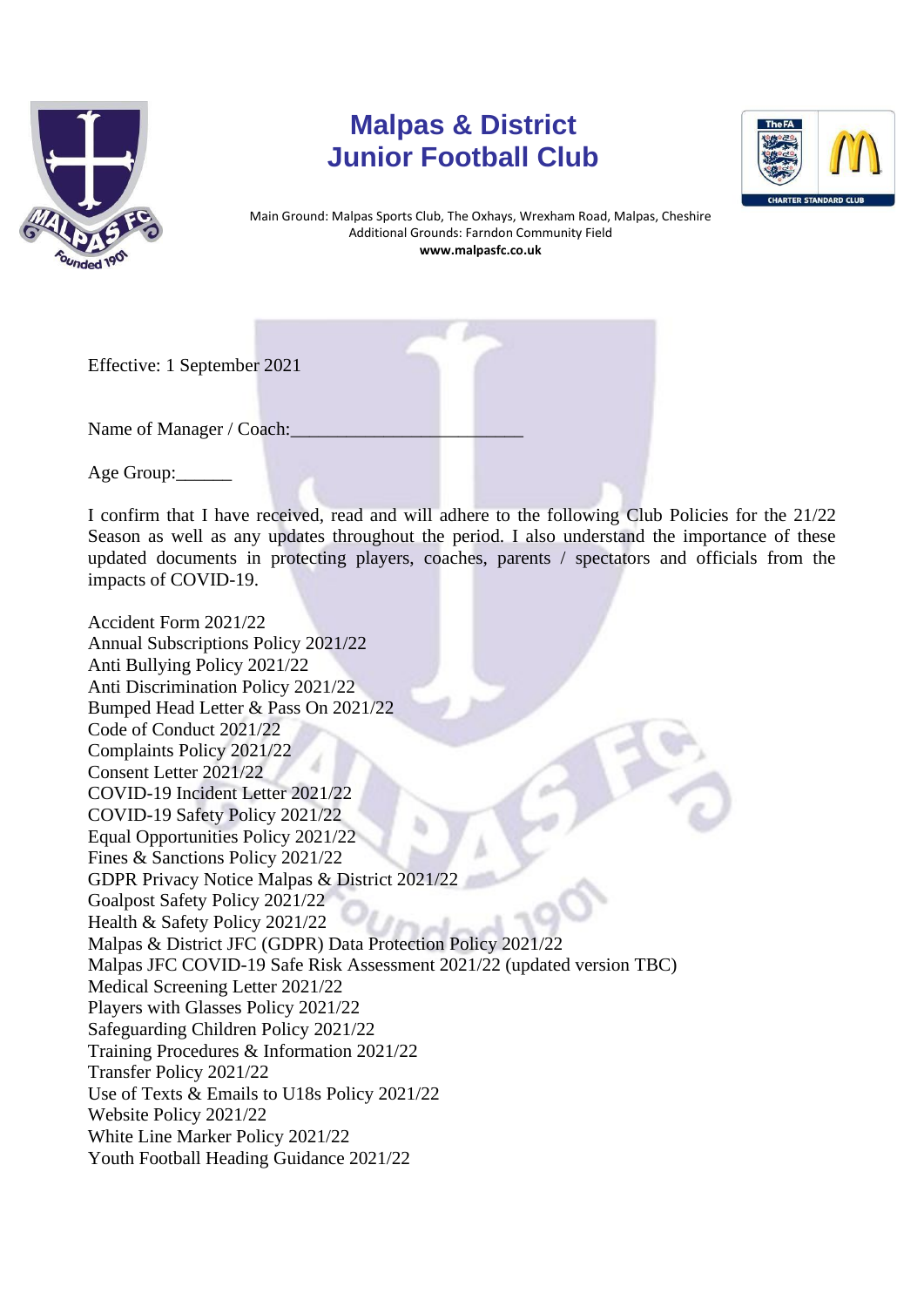# Malpas & District
# Junior Football Club

Main Ground: Malpas Sports Club, The Oxhays, Wrexham Road, Malpas, Cheshire
Additional Grounds: Farndon Community Field
**www.malpasfc.co.uk**

Effective: 1 September 2021

Name of Manager / Coach:_________________________

Age Group:______

I confirm that I have received, read and will adhere to the following Club Policies for the 21/22 Season as well as any updates throughout the period. I also understand the importance of these updated documents in protecting players, coaches, parents / spectators and officials from the impacts of COVID-19.

Accident Form 2021/22
Annual Subscriptions Policy 2021/22
Anti Bullying Policy 2021/22
Anti Discrimination Policy 2021/22
Bumped Head Letter & Pass On 2021/22
Code of Conduct 2021/22
Complaints Policy 2021/22
Consent Letter 2021/22
COVID-19 Incident Letter 2021/22
COVID-19 Safety Policy 2021/22
Equal Opportunities Policy 2021/22
Fines & Sanctions Policy 2021/22
GDPR Privacy Notice Malpas & District 2021/22
Goalpost Safety Policy 2021/22
Health & Safety Policy 2021/22
Malpas & District JFC (GDPR) Data Protection Policy 2021/22
Malpas JFC COVID-19 Safe Risk Assessment 2021/22 (updated version TBC)
Medical Screening Letter 2021/22
Players with Glasses Policy 2021/22
Safeguarding Children Policy 2021/22
Training Procedures & Information 2021/22
Transfer Policy 2021/22
Use of Texts & Emails to U18s Policy 2021/22
Website Policy 2021/22
White Line Marker Policy 2021/22
Youth Football Heading Guidance 2021/22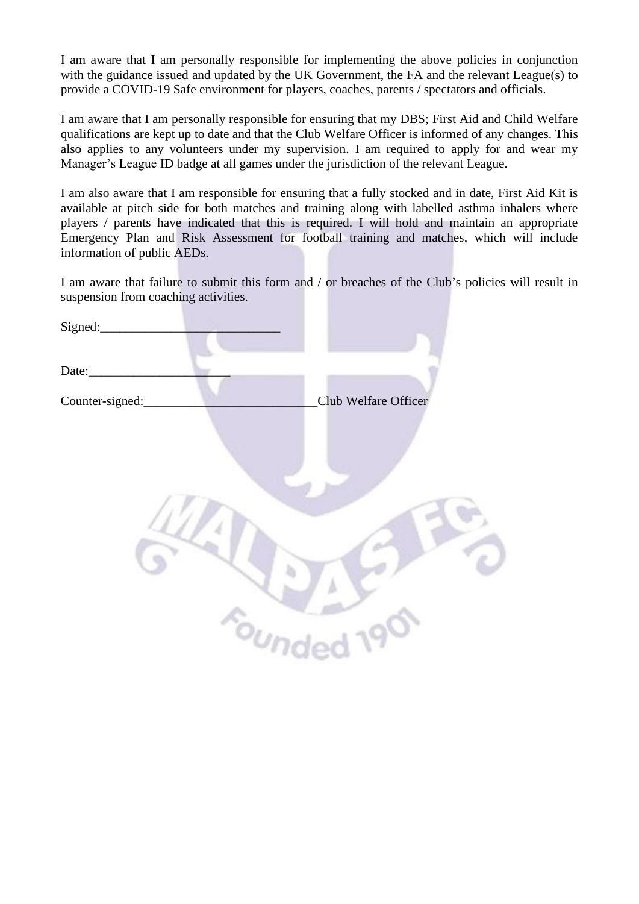I am aware that I am personally responsible for implementing the above policies in conjunction with the guidance issued and updated by the UK Government, the FA and the relevant League(s) to provide a COVID-19 Safe environment for players, coaches, parents / spectators and officials.

I am aware that I am personally responsible for ensuring that my DBS; First Aid and Child Welfare qualifications are kept up to date and that the Club Welfare Officer is informed of any changes. This also applies to any volunteers under my supervision. I am required to apply for and wear my Manager's League ID badge at all games under the jurisdiction of the relevant League.

I am also aware that I am responsible for ensuring that a fully stocked and in date, First Aid Kit is available at pitch side for both matches and training along with labelled asthma inhalers where players / parents have indicated that this is required. I will hold and maintain an appropriate Emergency Plan and Risk Assessment for football training and matches, which will include information of public AEDs.

I am aware that failure to submit this form and / or breaches of the Club's policies will result in suspension from coaching activities.

Signed:____________________________

Date:______________________

Counter-signed:___________________________Club Welfare Officer